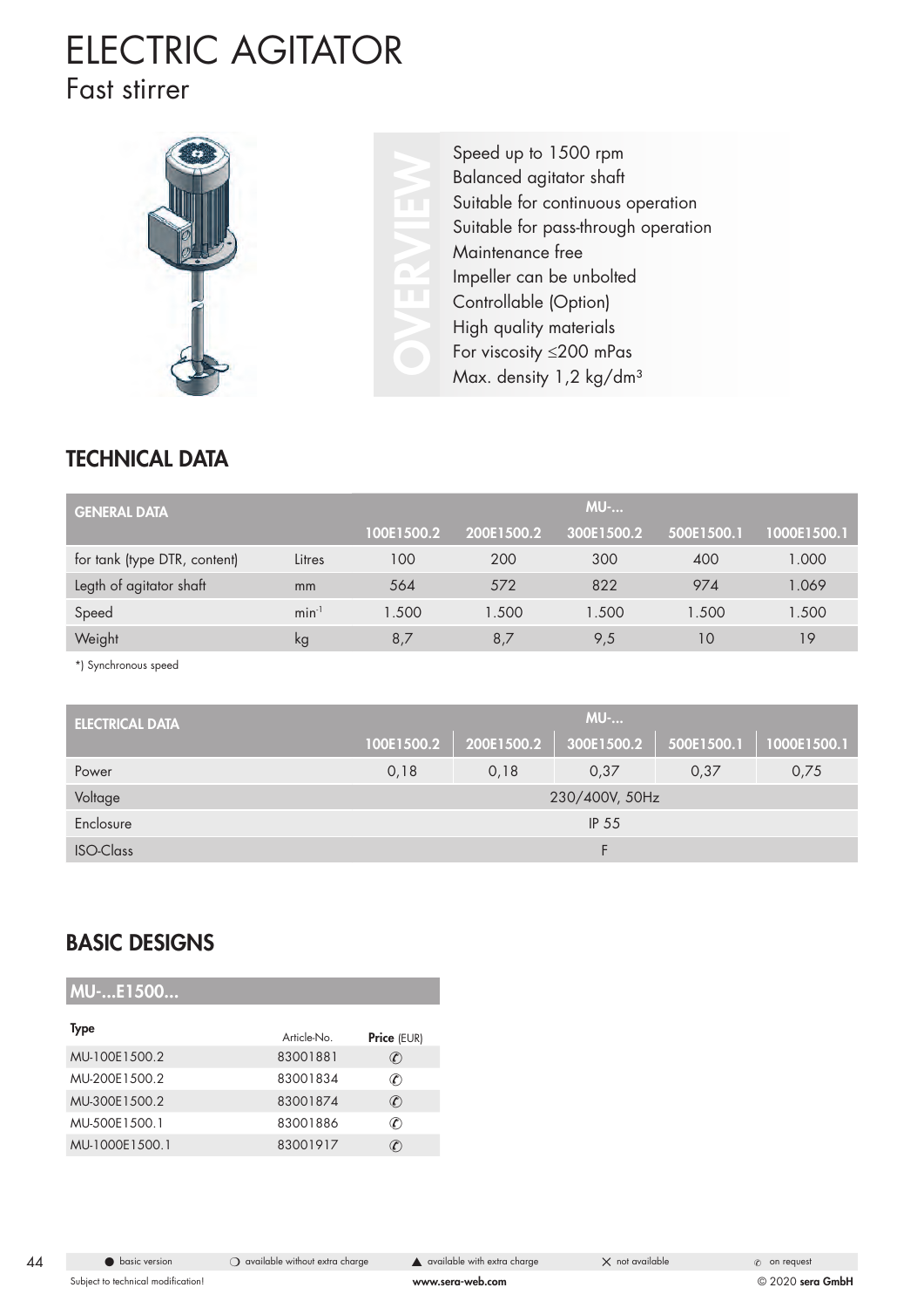# ELECTRIC AGITATOR

## Fast stirrer

**OVERVIEW**

- Speed up to 1500 rpm
- Balanced agitator shaft
- Suitable for continuous operation
- Suitable for pass-through operation
- Maintenance free
- Impeller can be unbolted
- Controllable (Option)
- High quality materials
- For viscosity ≤200 mPas
- Max. density 1,2 kg/dm³

## TECHNICAL DATA

| GENERAL DATA | | MU-... | | | | |
|---|---|---|---|---|---|---|
| | | 100E1500.2 | 200E1500.2 | 300E1500.2 | 500E1500.1 | 1000E1500.1 |
| for tank (type DTR, content) | Litres | 100 | 200 | 300 | 400 | 1.000 |
| Legth of agitator shaft | mm | 564 | 572 | 822 | 974 | 1.069 |
| Speed | $min^{-1}$ | 1.500 | 1.500 | 1.500 | 1.500 | 1.500 |
| Weight | kg | 8,7 | 8,7 | 9,5 | 10 | 19 |

*) Synchronous speed

| ELECTRICAL DATA | MU-... | | | | |
|---|---|---|---|---|---|
| | 100E1500.2 | 200E1500.2 | 300E1500.2 | 500E1500.1 | 1000E1500.1 |
| Power | 0,18 | 0,18 | 0,37 | 0,37 | 0,75 |
| Voltage | 230/400V, 50Hz | | | | |
| Enclosure | IP 55 | | | | |
| ISO-Class | F | | | | |

## BASIC DESIGNS

**MU-...E1500...**

| Type | Article-No. | **Price** (EUR) |
|---|---|---|
| MU-100E1500.2 | 83001881 | ✆ |
| MU-200E1500.2 | 83001834 | ✆ |
| MU-300E1500.2 | 83001874 | ✆ |
| MU-500E1500.1 | 83001886 | ✆ |
| MU-1000E1500.1 | 83001917 | ✆ |

● basic version ○ available without extra charge ▲ available with extra charge ✕ not available ✆ on request

Subject to technical modification!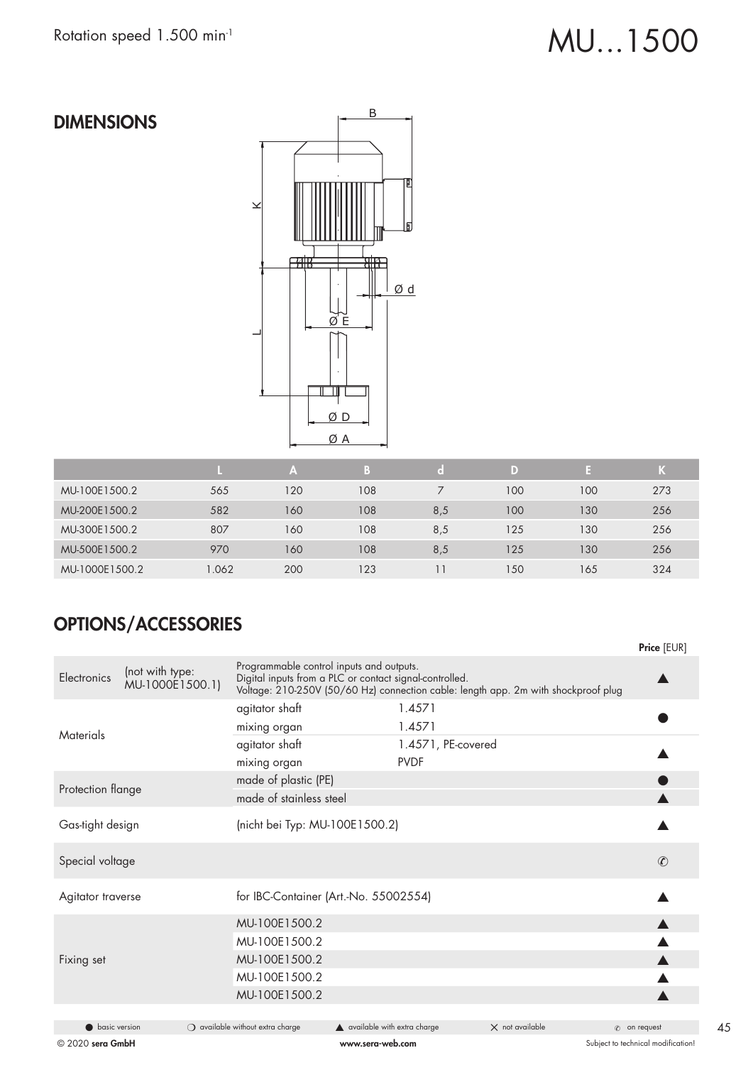Rotation speed 1.500 min$^{-1}$

# MU...1500

## DIMENSIONS

|  | L | A | B | d | D | E | K |
|---|---|---|---|---|---|---|---|
| MU-100E1500.2 | 565 | 120 | 108 | 7 | 100 | 100 | 273 |
| MU-200E1500.2 | 582 | 160 | 108 | 8,5 | 100 | 130 | 256 |
| MU-300E1500.2 | 807 | 160 | 108 | 8,5 | 125 | 130 | 256 |
| MU-500E1500.2 | 970 | 160 | 108 | 8,5 | 125 | 130 | 256 |
| MU-1000E1500.2 | 1.062 | 200 | 123 | 11 | 150 | 165 | 324 |

## OPTIONS/ACCESSORIES

|  |  |  |  | Price [EUR] |
|---|---|---|---|---|
| Electronics | (not with type: MU-1000E1500.1) | Programmable control inputs and outputs. Digital inputs from a PLC or contact signal-controlled. Voltage: 210-250V (50/60 Hz) connection cable: length app. 2m with shockproof plug |  | ▲ |
| Materials |  | agitator shaft | 1.4571 | ● |
|  |  | mixing organ | 1.4571 |  |
|  |  | agitator shaft | 1.4571, PE-covered | ▲ |
|  |  | mixing organ | PVDF |  |
| Protection flange |  | made of plastic (PE) |  | ● |
|  |  | made of stainless steel |  | ▲ |
| Gas-tight design |  | (nicht bei Typ: MU-100E1500.2) |  | ▲ |
| Special voltage |  |  |  | ✆ |
| Agitator traverse |  | for IBC-Container (Art.-No. 55002554) |  | ▲ |
| Fixing set |  | MU-100E1500.2 |  | ▲ |
|  |  | MU-100E1500.2 |  | ▲ |
|  |  | MU-100E1500.2 |  | ▲ |
|  |  | MU-100E1500.2 |  | ▲ |
|  |  | MU-100E1500.2 |  | ▲ |

● basic version ❍ available without extra charge ▲ available with extra charge ✕ not available ✆ on request

© 2020 **sera GmbH** www.sera-web.com Subject to technical modification!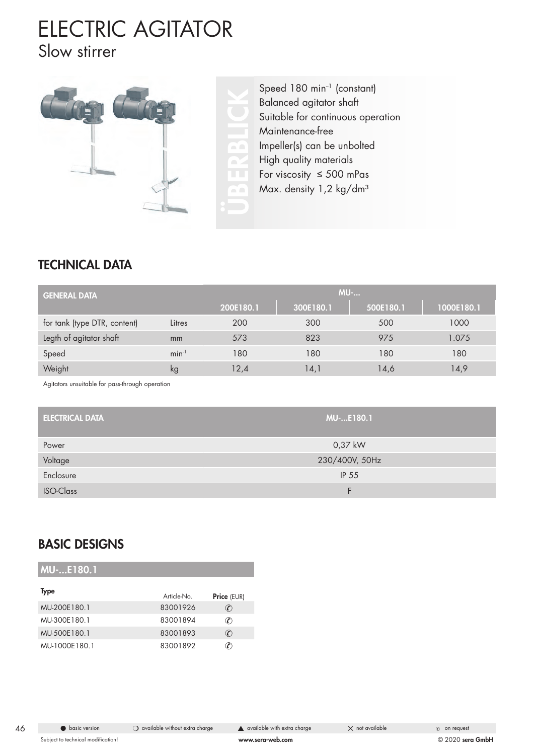# ELECTRIC AGITATOR

## Slow stirrer

**ÜBERBLICK**

- Speed 180 min$^{-1}$ (constant)
- Balanced agitator shaft
- Suitable for continuous operation
- Maintenance-free
- Impeller(s) can be unbolted
- High quality materials
- For viscosity ≤ 500 mPas
- Max. density 1,2 kg/dm$^3$

## TECHNICAL DATA

| GENERAL DATA | | MU-... | | | |
|---|---|---|---|---|---|
| | | 200E180.1 | 300E180.1 | 500E180.1 | 1000E180.1 |
| for tank (type DTR, content) | Litres | 200 | 300 | 500 | 1000 |
| Legth of agitator shaft | mm | 573 | 823 | 975 | 1.075 |
| Speed | min$^{-1}$ | 180 | 180 | 180 | 180 |
| Weight | kg | 12,4 | 14,1 | 14,6 | 14,9 |

Agitators unsuitable for pass-through operation

| ELECTRICAL DATA | MU-...E180.1 |
|---|---|
| Power | 0,37 kW |
| Voltage | 230/400V, 50Hz |
| Enclosure | IP 55 |
| ISO-Class | F |

## BASIC DESIGNS

### MU-...E180.1

| Type | Article-No. | Price (EUR) |
|---|---|---|
| MU-200E180.1 | 83001926 | ✆ |
| MU-300E180.1 | 83001894 | ✆ |
| MU-500E180.1 | 83001893 | ✆ |
| MU-1000E180.1 | 83001892 | ✆ |

● basic version ❍ available without extra charge ▲ available with extra charge ✕ not available ✆ on request

Subject to technical modification! www.sera-web.com © 2020 sera GmbH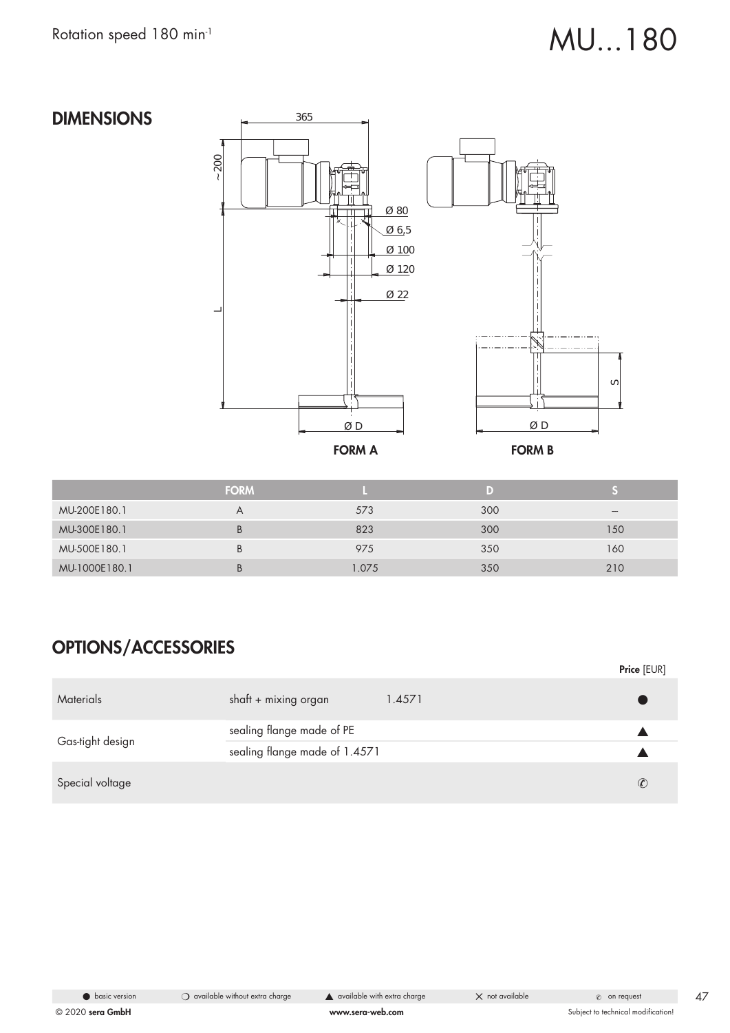Rotation speed 180 min$^{-1}$

# MU...180

## DIMENSIONS

365

~200

Ø 80

Ø 6,5

Ø 100

Ø 120

Ø 22

L

S

Ø D

Ø D

FORM A

FORM B

| | FORM | L | D | S |
|---|---|---|---|---|
| MU-200E180.1 | A | 573 | 300 | – |
| MU-300E180.1 | B | 823 | 300 | 150 |
| MU-500E180.1 | B | 975 | 350 | 160 |
| MU-1000E180.1 | B | 1.075 | 350 | 210 |

## OPTIONS/ACCESSORIES

| | | | Price [EUR] |
|---|---|---|---|
| Materials | shaft + mixing organ | 1.4571 | ● |
| Gas-tight design | sealing flange made of PE | | ▲ |
| | sealing flange made of 1.4571 | | ▲ |
| Special voltage | | | ✆ |

● basic version ❍ available without extra charge ▲ available with extra charge ✕ not available ✆ on request

© 2020 **sera GmbH** www.sera-web.com Subject to technical modification!